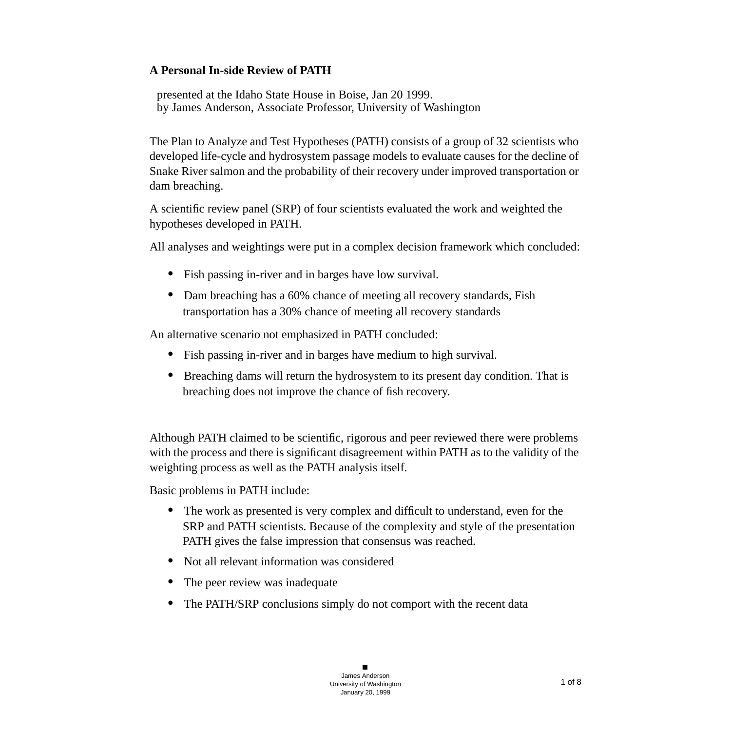**A Personal In-side Review of PATH**

presented at the Idaho State House in Boise, Jan 20 1999.
by James Anderson, Associate Professor, University of Washington

The Plan to Analyze and Test Hypotheses (PATH) consists of a group of 32 scientists who developed life-cycle and hydrosystem passage models to evaluate causes for the decline of Snake River salmon and the probability of their recovery under improved transportation or dam breaching.

A scientific review panel (SRP) of four scientists evaluated the work and weighted the hypotheses developed in PATH.

All analyses and weightings were put in a complex decision framework which concluded:

- Fish passing in-river and in barges have low survival.
- Dam breaching has a 60% chance of meeting all recovery standards, Fish transportation has a 30% chance of meeting all recovery standards

An alternative scenario not emphasized in PATH concluded:

- Fish passing in-river and in barges have medium to high survival.
- Breaching dams will return the hydrosystem to its present day condition. That is breaching does not improve the chance of fish recovery.

Although PATH claimed to be scientific, rigorous and peer reviewed there were problems with the process and there is significant disagreement within PATH as to the validity of the weighting process as well as the PATH analysis itself.

Basic problems in PATH include:

- The work as presented is very complex and difficult to understand, even for the SRP and PATH scientists. Because of the complexity and style of the presentation PATH gives the false impression that consensus was reached.
- Not all relevant information was considered
- The peer review was inadequate
- The PATH/SRP conclusions simply do not comport with the recent data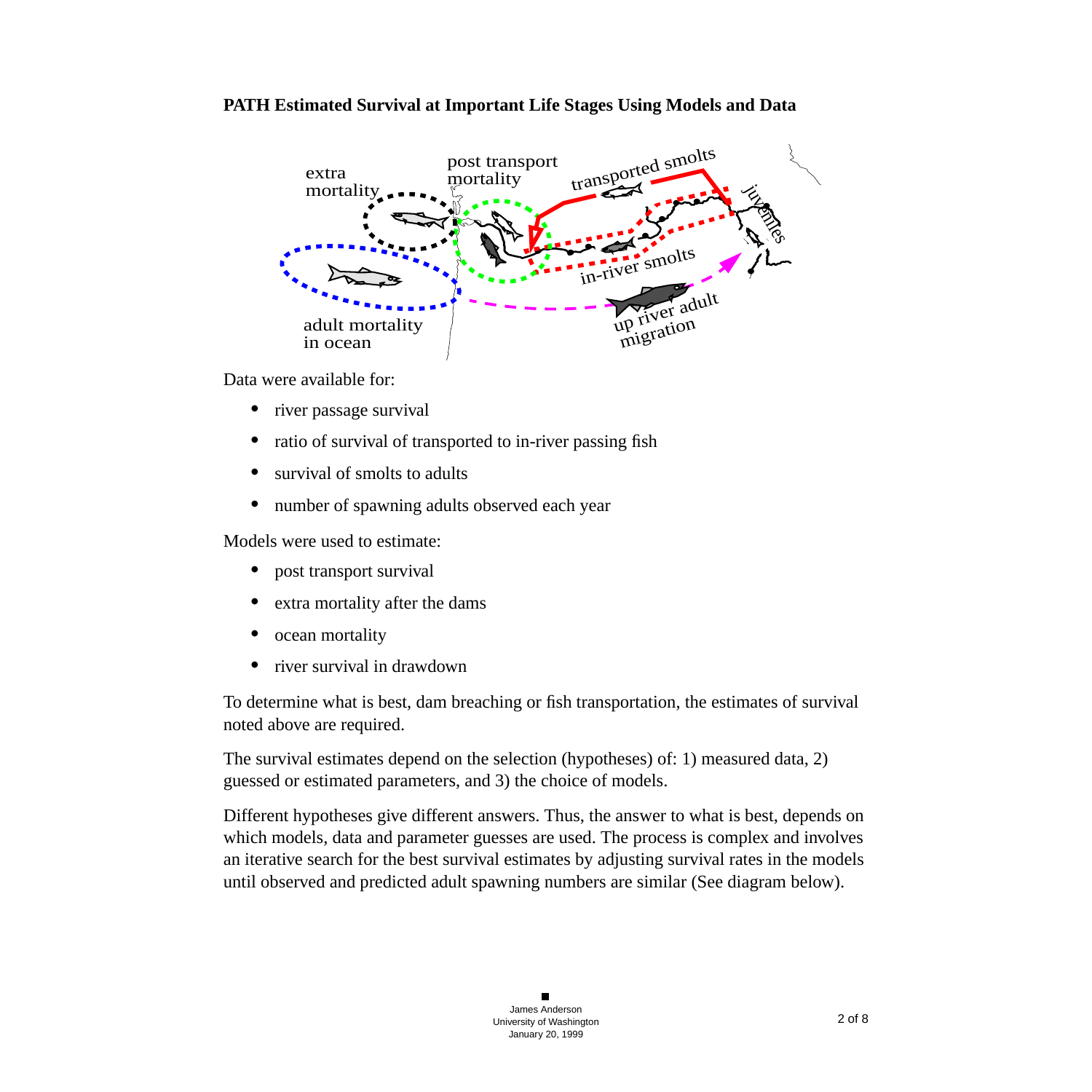**PATH Estimated Survival at Important Life Stages Using Models and Data**

Data were available for:

- river passage survival
- ratio of survival of transported to in-river passing fish
- survival of smolts to adults
- number of spawning adults observed each year

Models were used to estimate:

- post transport survival
- extra mortality after the dams
- ocean mortality
- river survival in drawdown

To determine what is best, dam breaching or fish transportation, the estimates of survival noted above are required.

The survival estimates depend on the selection (hypotheses) of: 1) measured data, 2) guessed or estimated parameters, and 3) the choice of models.

Different hypotheses give different answers. Thus, the answer to what is best, depends on which models, data and parameter guesses are used. The process is complex and involves an iterative search for the best survival estimates by adjusting survival rates in the models until observed and predicted adult spawning numbers are similar (See diagram below).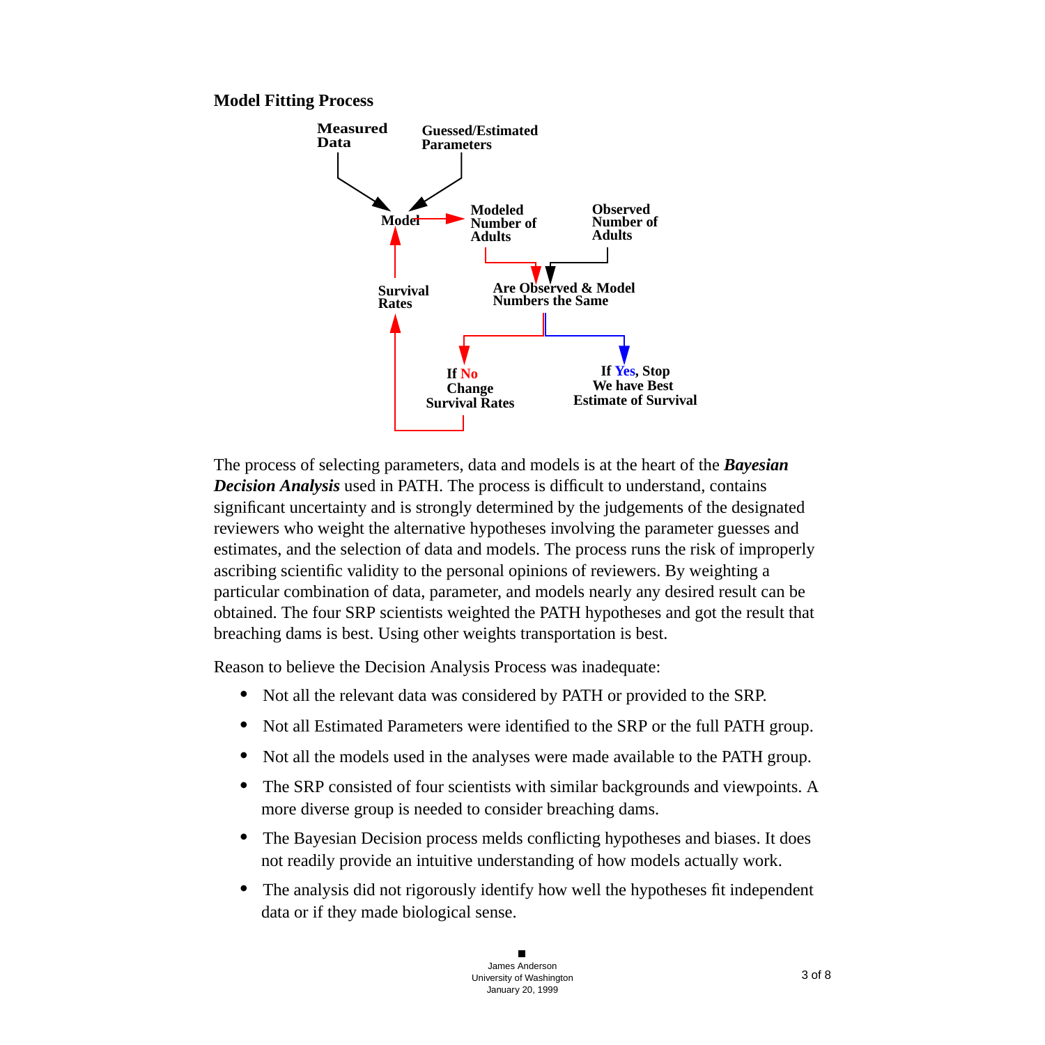**Model Fitting Process**

Measured Data

Guessed/Estimated Parameters

Model

Modeled Number of Adults

Observed Number of Adults

Are Observed & Model Numbers the Same

Survival Rates

If No Change Survival Rates

If Yes, Stop We have Best Estimate of Survival

The process of selecting parameters, data and models is at the heart of the ***Bayesian Decision Analysis*** used in PATH. The process is difficult to understand, contains significant uncertainty and is strongly determined by the judgements of the designated reviewers who weight the alternative hypotheses involving the parameter guesses and estimates, and the selection of data and models. The process runs the risk of improperly ascribing scientific validity to the personal opinions of reviewers. By weighting a particular combination of data, parameter, and models nearly any desired result can be obtained. The four SRP scientists weighted the PATH hypotheses and got the result that breaching dams is best. Using other weights transportation is best.

Reason to believe the Decision Analysis Process was inadequate:

- Not all the relevant data was considered by PATH or provided to the SRP.
- Not all Estimated Parameters were identified to the SRP or the full PATH group.
- Not all the models used in the analyses were made available to the PATH group.
- The SRP consisted of four scientists with similar backgrounds and viewpoints. A more diverse group is needed to consider breaching dams.
- The Bayesian Decision process melds conflicting hypotheses and biases. It does not readily provide an intuitive understanding of how models actually work.
- The analysis did not rigorously identify how well the hypotheses fit independent data or if they made biological sense.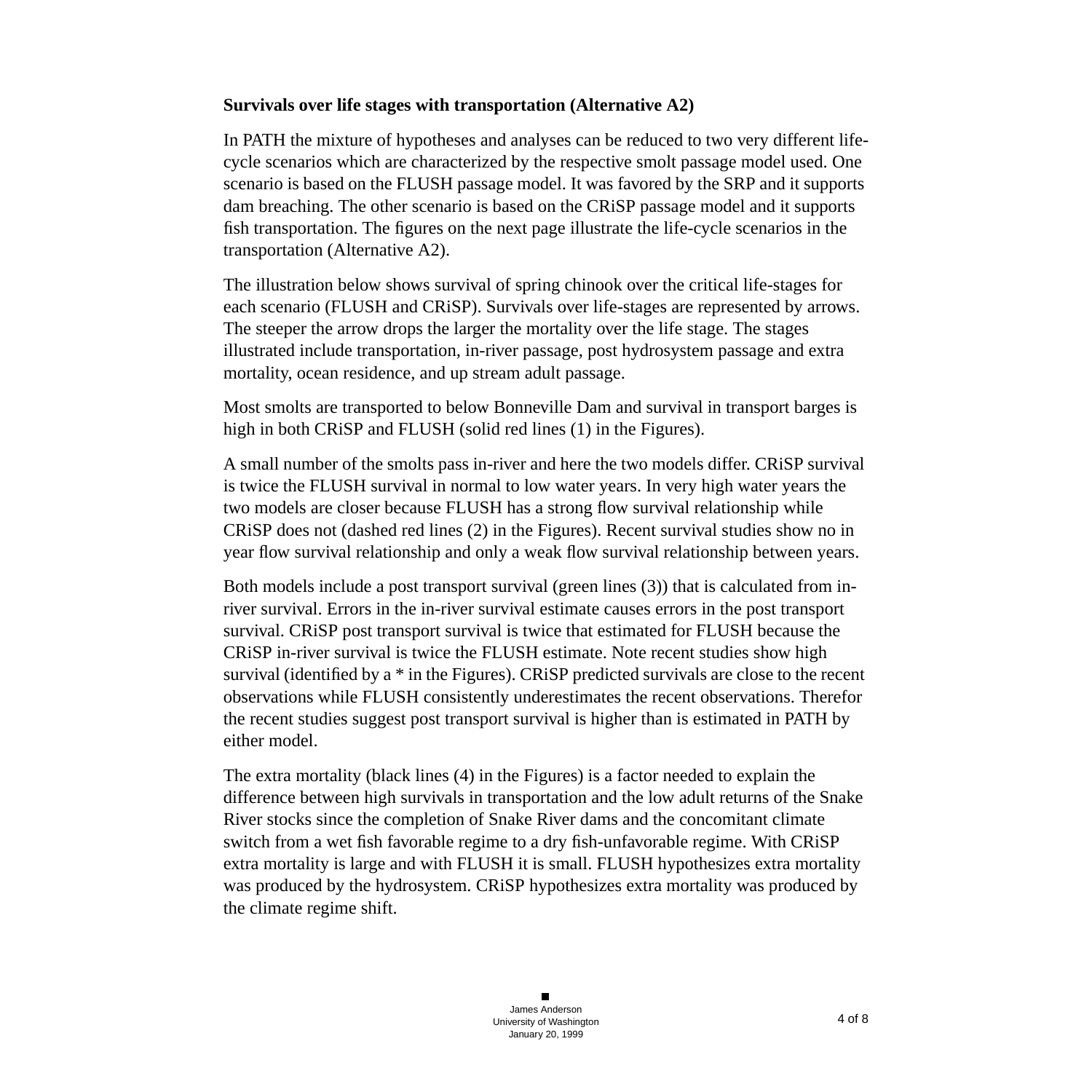**Survivals over life stages with transportation (Alternative A2)**

In PATH the mixture of hypotheses and analyses can be reduced to two very different life-cycle scenarios which are characterized by the respective smolt passage model used. One scenario is based on the FLUSH passage model. It was favored by the SRP and it supports dam breaching. The other scenario is based on the CRiSP passage model and it supports fish transportation. The figures on the next page illustrate the life-cycle scenarios in the transportation (Alternative A2).

The illustration below shows survival of spring chinook over the critical life-stages for each scenario (FLUSH and CRiSP). Survivals over life-stages are represented by arrows. The steeper the arrow drops the larger the mortality over the life stage. The stages illustrated include transportation, in-river passage, post hydrosystem passage and extra mortality, ocean residence, and up stream adult passage.

Most smolts are transported to below Bonneville Dam and survival in transport barges is high in both CRiSP and FLUSH (solid red lines (1) in the Figures).

A small number of the smolts pass in-river and here the two models differ. CRiSP survival is twice the FLUSH survival in normal to low water years. In very high water years the two models are closer because FLUSH has a strong flow survival relationship while CRiSP does not (dashed red lines (2) in the Figures). Recent survival studies show no in year flow survival relationship and only a weak flow survival relationship between years.

Both models include a post transport survival (green lines (3)) that is calculated from in-river survival. Errors in the in-river survival estimate causes errors in the post transport survival. CRiSP post transport survival is twice that estimated for FLUSH because the CRiSP in-river survival is twice the FLUSH estimate. Note recent studies show high survival (identified by a * in the Figures). CRiSP predicted survivals are close to the recent observations while FLUSH consistently underestimates the recent observations. Therefor the recent studies suggest post transport survival is higher than is estimated in PATH by either model.

The extra mortality (black lines (4) in the Figures) is a factor needed to explain the difference between high survivals in transportation and the low adult returns of the Snake River stocks since the completion of Snake River dams and the concomitant climate switch from a wet fish favorable regime to a dry fish-unfavorable regime. With CRiSP extra mortality is large and with FLUSH it is small. FLUSH hypothesizes extra mortality was produced by the hydrosystem. CRiSP hypothesizes extra mortality was produced by the climate regime shift.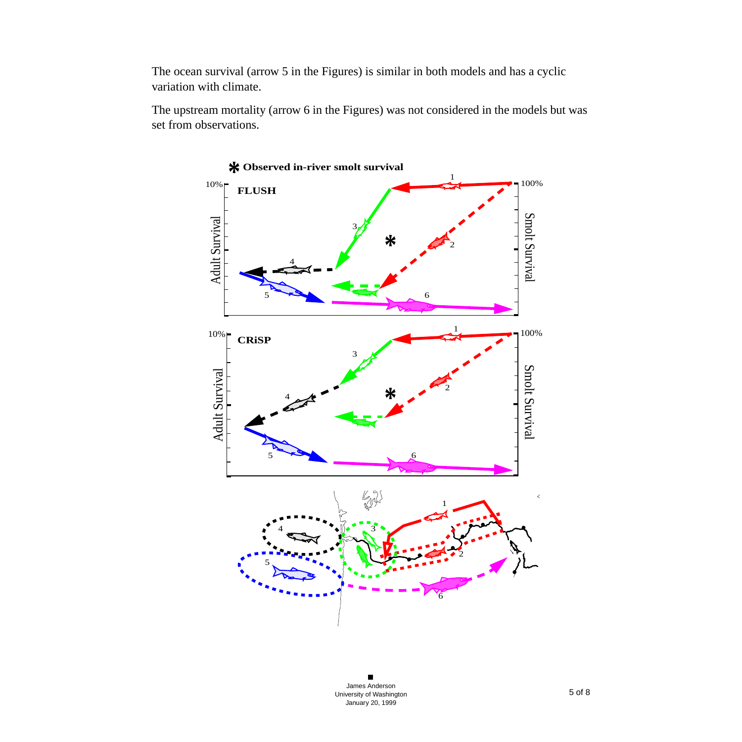The ocean survival (arrow 5 in the Figures) is similar in both models and has a cyclic variation with climate.

The upstream mortality (arrow 6 in the Figures) was not considered in the models but was set from observations.

* **Observed in-river smolt survival**

**FLUSH**

**CRiSP**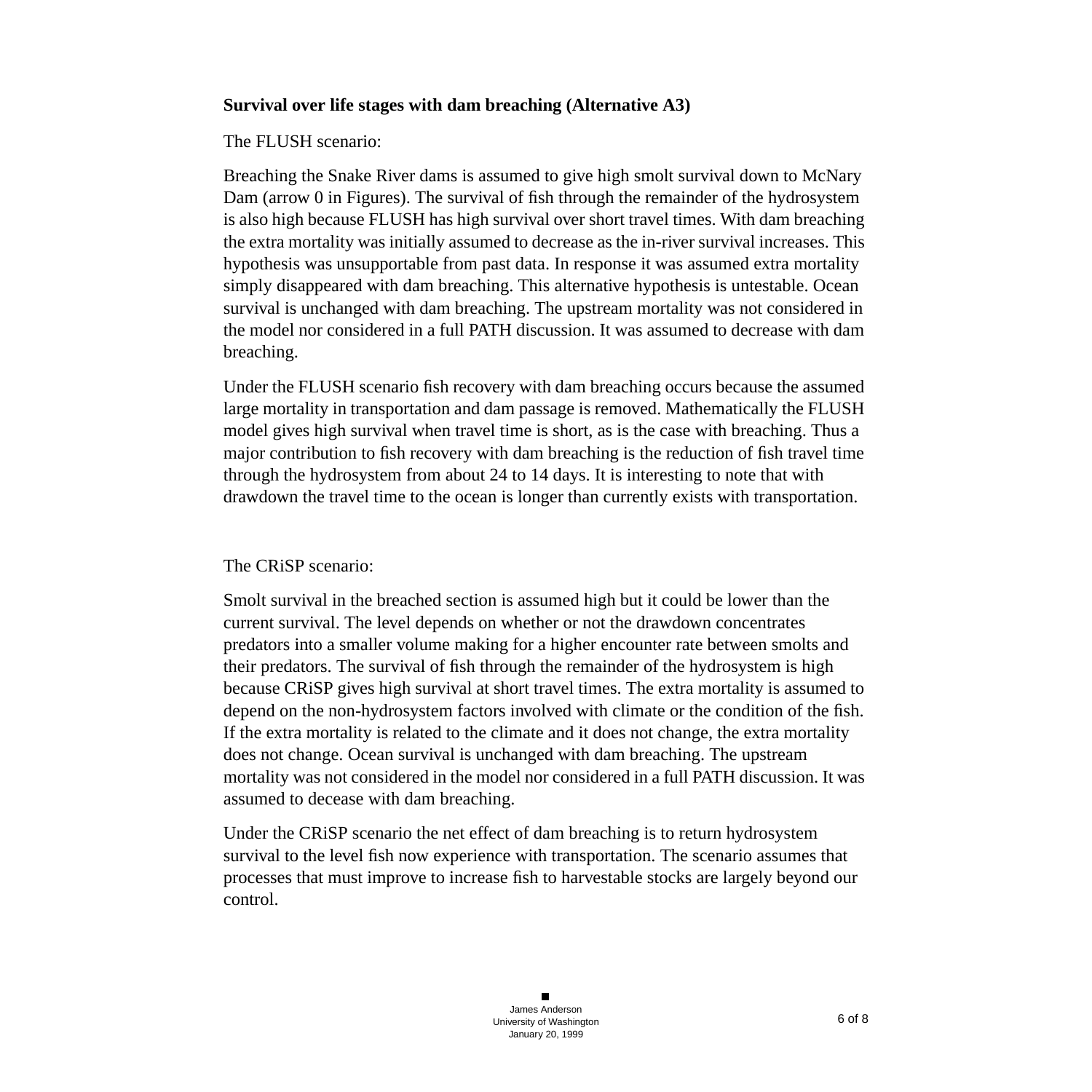**Survival over life stages with dam breaching (Alternative A3)**

The FLUSH scenario:

Breaching the Snake River dams is assumed to give high smolt survival down to McNary Dam (arrow 0 in Figures). The survival of fish through the remainder of the hydrosystem is also high because FLUSH has high survival over short travel times. With dam breaching the extra mortality was initially assumed to decrease as the in-river survival increases. This hypothesis was unsupportable from past data. In response it was assumed extra mortality simply disappeared with dam breaching. This alternative hypothesis is untestable. Ocean survival is unchanged with dam breaching. The upstream mortality was not considered in the model nor considered in a full PATH discussion. It was assumed to decrease with dam breaching.

Under the FLUSH scenario fish recovery with dam breaching occurs because the assumed large mortality in transportation and dam passage is removed. Mathematically the FLUSH model gives high survival when travel time is short, as is the case with breaching. Thus a major contribution to fish recovery with dam breaching is the reduction of fish travel time through the hydrosystem from about 24 to 14 days. It is interesting to note that with drawdown the travel time to the ocean is longer than currently exists with transportation.

The CRiSP scenario:

Smolt survival in the breached section is assumed high but it could be lower than the current survival. The level depends on whether or not the drawdown concentrates predators into a smaller volume making for a higher encounter rate between smolts and their predators. The survival of fish through the remainder of the hydrosystem is high because CRiSP gives high survival at short travel times. The extra mortality is assumed to depend on the non-hydrosystem factors involved with climate or the condition of the fish. If the extra mortality is related to the climate and it does not change, the extra mortality does not change. Ocean survival is unchanged with dam breaching. The upstream mortality was not considered in the model nor considered in a full PATH discussion. It was assumed to decease with dam breaching.

Under the CRiSP scenario the net effect of dam breaching is to return hydrosystem survival to the level fish now experience with transportation. The scenario assumes that processes that must improve to increase fish to harvestable stocks are largely beyond our control.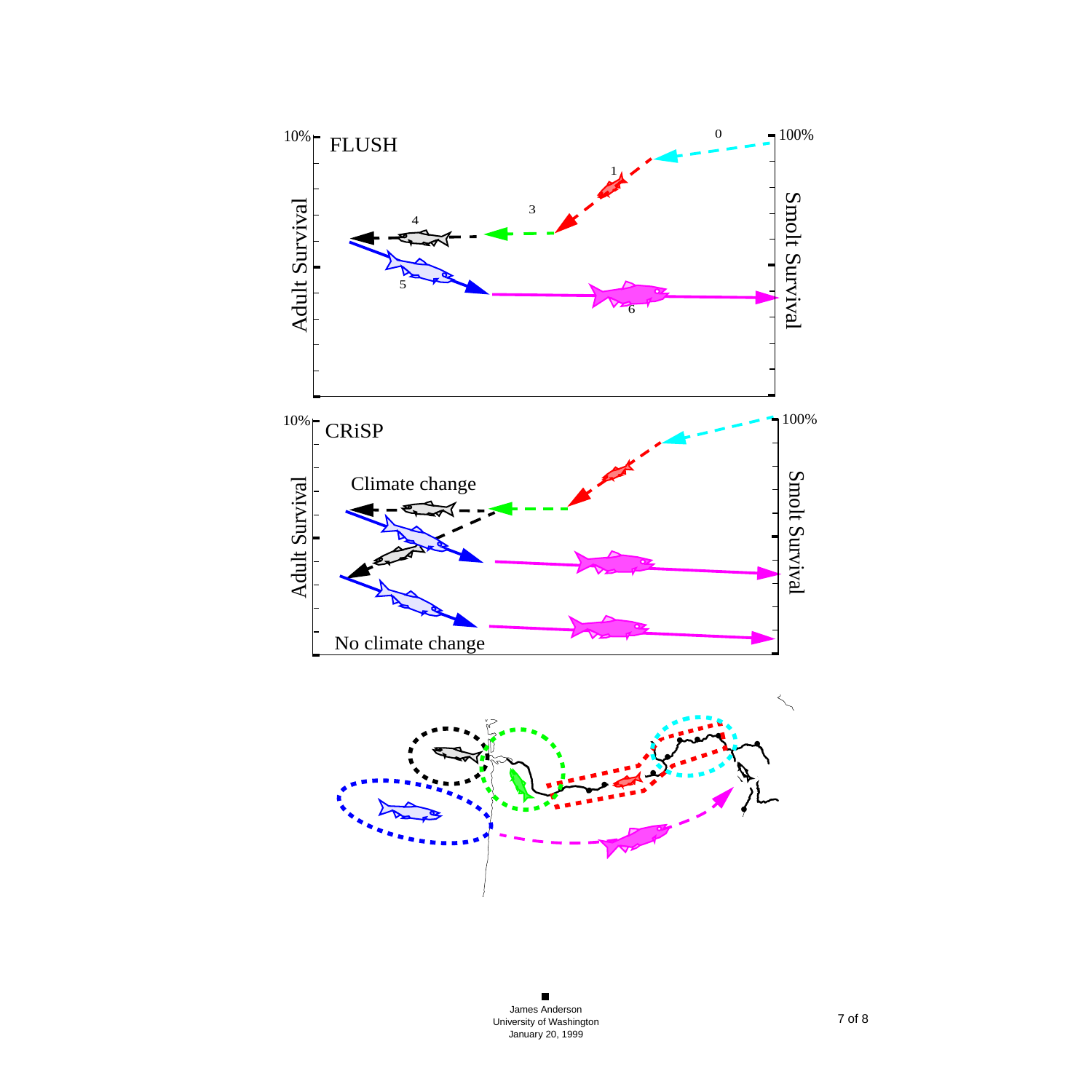FLUSH

10%

100%

Adult Survival

Smolt Survival

0

1

3

4

5

6

CRiSP

10%

100%

Adult Survival

Smolt Survival

Climate change

No climate change

James Anderson
University of Washington
January 20, 1999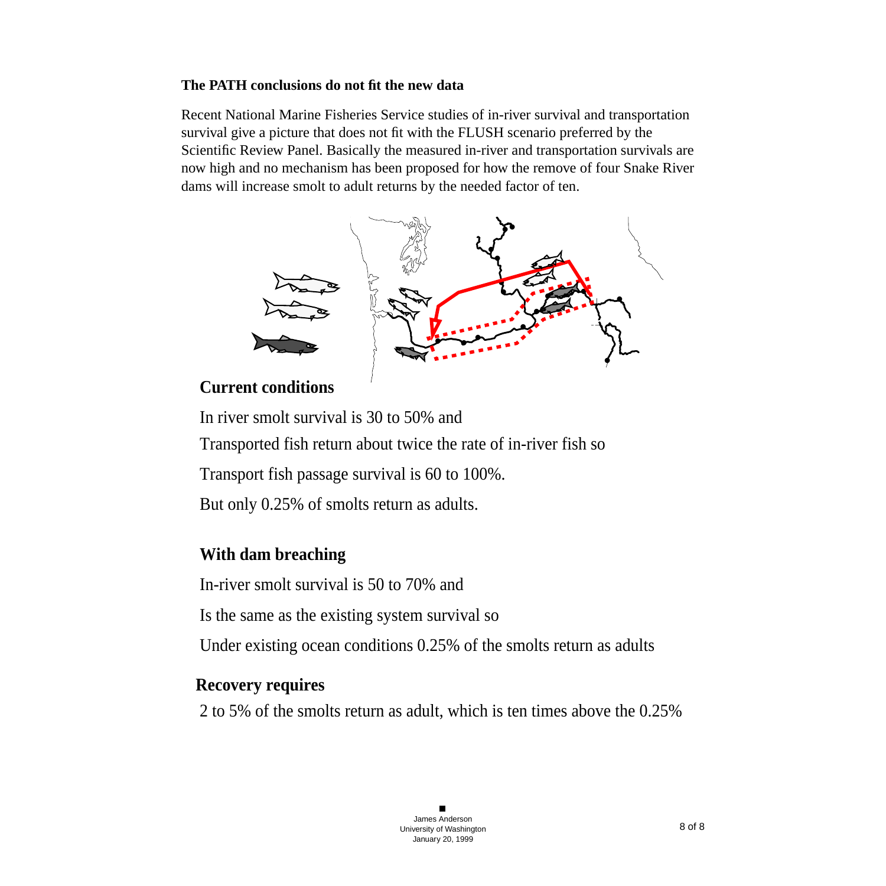**The PATH conclusions do not fit the new data**

Recent National Marine Fisheries Service studies of in-river survival and transportation survival give a picture that does not fit with the FLUSH scenario preferred by the Scientific Review Panel. Basically the measured in-river and transportation survivals are now high and no mechanism has been proposed for how the remove of four Snake River dams will increase smolt to adult returns by the needed factor of ten.

## Current conditions

In river smolt survival is 30 to 50% and

Transported fish return about twice the rate of in-river fish so

Transport fish passage survival is 60 to 100%.

But only 0.25% of smolts return as adults.

## With dam breaching

In-river smolt survival is 50 to 70% and

Is the same as the existing system survival so

Under existing ocean conditions 0.25% of the smolts return as adults

## Recovery requires

2 to 5% of the smolts return as adult, which is ten times above the 0.25%

James Anderson
University of Washington
January 20, 1999